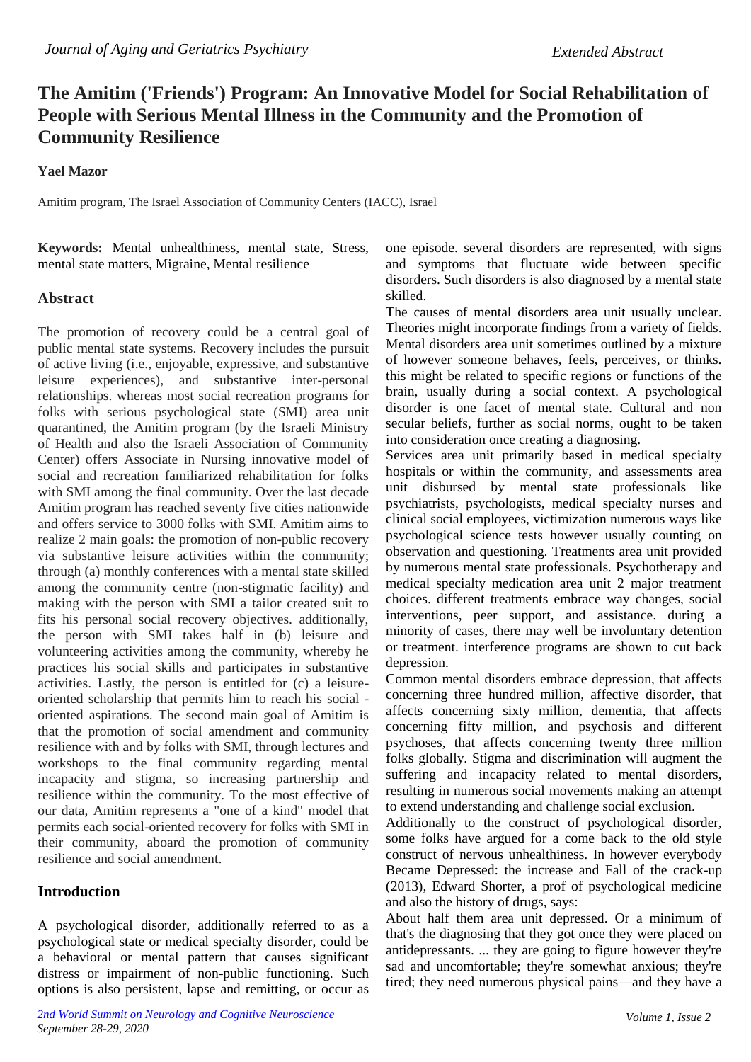# The Amitim ('Friends') Program: An Innovative Model for Social Rehabilitation of People with Serious Mental Illness in the Community and the Promotion of Community Resilience

**Yael Mazor**

Amitim program, The Israel Association of Community Centers (IACC), Israel

**Keywords:** Mental unhealthiness, mental state, Stress, mental state matters, Migraine, Mental resilience

## Abstract

The promotion of recovery could be a central goal of public mental state systems. Recovery includes the pursuit of active living (i.e., enjoyable, expressive, and substantive leisure experiences), and substantive inter-personal relationships. whereas most social recreation programs for folks with serious psychological state (SMI) area unit quarantined, the Amitim program (by the Israeli Ministry of Health and also the Israeli Association of Community Center) offers Associate in Nursing innovative model of social and recreation familiarized rehabilitation for folks with SMI among the final community. Over the last decade Amitim program has reached seventy five cities nationwide and offers service to 3000 folks with SMI. Amitim aims to realize 2 main goals: the promotion of non-public recovery via substantive leisure activities within the community; through (a) monthly conferences with a mental state skilled among the community centre (non-stigmatic facility) and making with the person with SMI a tailor created suit to fits his personal social recovery objectives. additionally, the person with SMI takes half in (b) leisure and volunteering activities among the community, whereby he practices his social skills and participates in substantive activities. Lastly, the person is entitled for (c) a leisure-oriented scholarship that permits him to reach his social - oriented aspirations. The second main goal of Amitim is that the promotion of social amendment and community resilience with and by folks with SMI, through lectures and workshops to the final community regarding mental incapacity and stigma, so increasing partnership and resilience within the community. To the most effective of our data, Amitim represents a "one of a kind" model that permits each social-oriented recovery for folks with SMI in their community, aboard the promotion of community resilience and social amendment.

## Introduction

A psychological disorder, additionally referred to as a psychological state or medical specialty disorder, could be a behavioral or mental pattern that causes significant distress or impairment of non-public functioning. Such options is also persistent, lapse and remitting, or occur as one episode. several disorders are represented, with signs and symptoms that fluctuate wide between specific disorders. Such disorders is also diagnosed by a mental state skilled.

The causes of mental disorders area unit usually unclear. Theories might incorporate findings from a variety of fields. Mental disorders area unit sometimes outlined by a mixture of however someone behaves, feels, perceives, or thinks. this might be related to specific regions or functions of the brain, usually during a social context. A psychological disorder is one facet of mental state. Cultural and non secular beliefs, further as social norms, ought to be taken into consideration once creating a diagnosing.

Services area unit primarily based in medical specialty hospitals or within the community, and assessments area unit disbursed by mental state professionals like psychiatrists, psychologists, medical specialty nurses and clinical social employees, victimization numerous ways like psychological science tests however usually counting on observation and questioning. Treatments area unit provided by numerous mental state professionals. Psychotherapy and medical specialty medication area unit 2 major treatment choices. different treatments embrace way changes, social interventions, peer support, and assistance. during a minority of cases, there may well be involuntary detention or treatment. interference programs are shown to cut back depression.

Common mental disorders embrace depression, that affects concerning three hundred million, affective disorder, that affects concerning sixty million, dementia, that affects concerning fifty million, and psychosis and different psychoses, that affects concerning twenty three million folks globally. Stigma and discrimination will augment the suffering and incapacity related to mental disorders, resulting in numerous social movements making an attempt to extend understanding and challenge social exclusion.

Additionally to the construct of psychological disorder, some folks have argued for a come back to the old style construct of nervous unhealthiness. In however everybody Became Depressed: the increase and Fall of the crack-up (2013), Edward Shorter, a prof of psychological medicine and also the history of drugs, says:

About half them area unit depressed. Or a minimum of that's the diagnosing that they got once they were placed on antidepressants. ... they are going to figure however they're sad and uncomfortable; they're somewhat anxious; they're tired; they need numerous physical pains—and they have a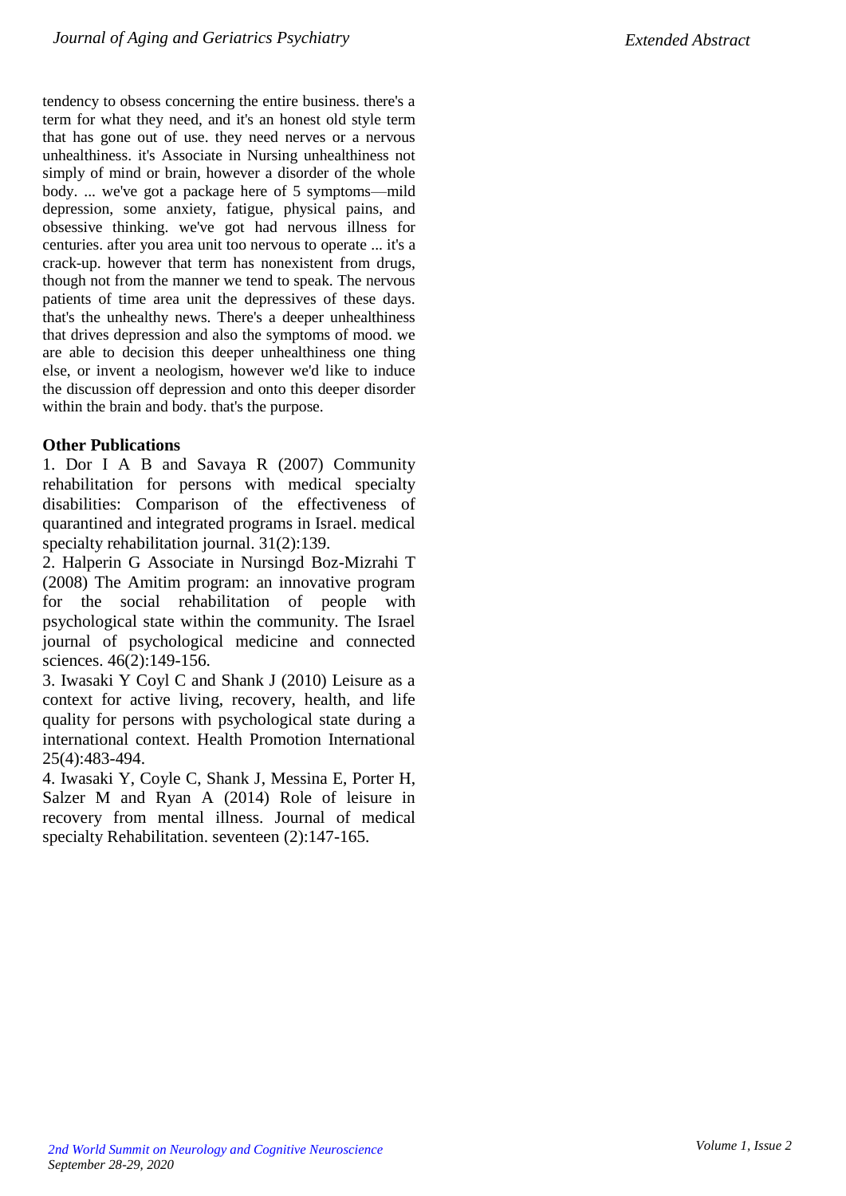tendency to obsess concerning the entire business. there's a term for what they need, and it's an honest old style term that has gone out of use. they need nerves or a nervous unhealthiness. it's Associate in Nursing unhealthiness not simply of mind or brain, however a disorder of the whole body. ... we've got a package here of 5 symptoms—mild depression, some anxiety, fatigue, physical pains, and obsessive thinking. we've got had nervous illness for centuries. after you area unit too nervous to operate ... it's a crack-up. however that term has nonexistent from drugs, though not from the manner we tend to speak. The nervous patients of time area unit the depressives of these days. that's the unhealthy news. There's a deeper unhealthiness that drives depression and also the symptoms of mood. we are able to decision this deeper unhealthiness one thing else, or invent a neologism, however we'd like to induce the discussion off depression and onto this deeper disorder within the brain and body. that's the purpose.

## Other Publications

1. Dor I A B and Savaya R (2007) Community rehabilitation for persons with medical specialty disabilities: Comparison of the effectiveness of quarantined and integrated programs in Israel. medical specialty rehabilitation journal. 31(2):139.
2. Halperin G Associate in Nursingd Boz-Mizrahi T (2008) The Amitim program: an innovative program for the social rehabilitation of people with psychological state within the community. The Israel journal of psychological medicine and connected sciences. 46(2):149-156.
3. Iwasaki Y Coyl C and Shank J (2010) Leisure as a context for active living, recovery, health, and life quality for persons with psychological state during a international context. Health Promotion International 25(4):483-494.
4. Iwasaki Y, Coyle C, Shank J, Messina E, Porter H, Salzer M and Ryan A (2014) Role of leisure in recovery from mental illness. Journal of medical specialty Rehabilitation. seventeen (2):147-165.